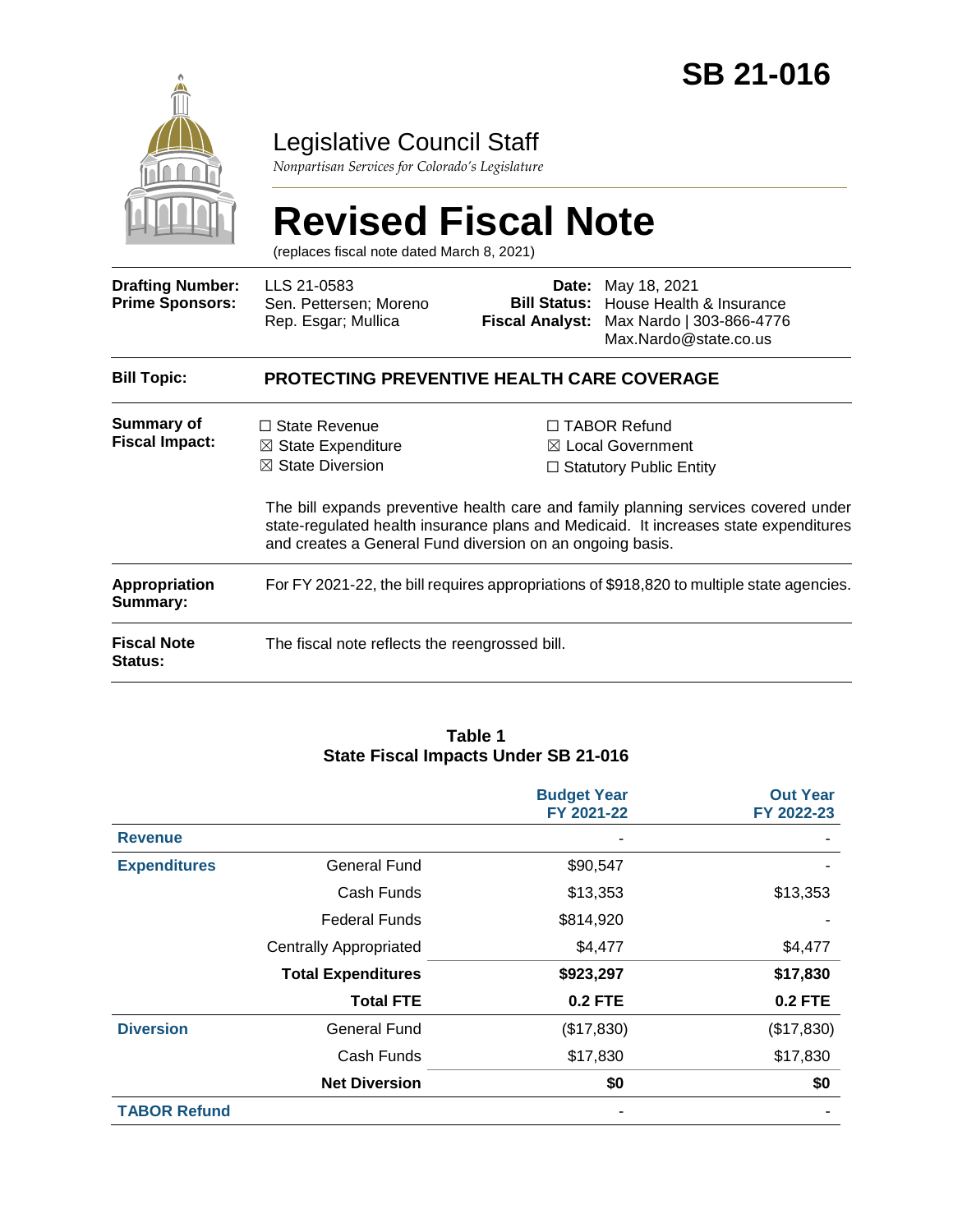# SB 21-016

## Legislative Council Staff

*Nonpartisan Services for Colorado's Legislature*

# Revised Fiscal Note

(replaces fiscal note dated March 8, 2021)

| | | | |
|---|---|---|---|
| **Drafting Number:** | LLS 21-0583 | **Date:** | May 18, 2021 |
| **Prime Sponsors:** | Sen. Pettersen; Moreno<br>Rep. Esgar; Mullica | **Bill Status:** | House Health & Insurance |
| | | **Fiscal Analyst:** | Max Nardo \| 303-866-4776<br>Max.Nardo@state.co.us |

**Bill Topic:** **PROTECTING PREVENTIVE HEALTH CARE COVERAGE**

**Summary of Fiscal Impact:**

- ☐ State Revenue
- ☒ State Expenditure
- ☒ State Diversion
- ☐ TABOR Refund
- ☒ Local Government
- ☐ Statutory Public Entity

The bill expands preventive health care and family planning services covered under state-regulated health insurance plans and Medicaid. It increases state expenditures and creates a General Fund diversion on an ongoing basis.

**Appropriation Summary:** For FY 2021-22, the bill requires appropriations of $918,820 to multiple state agencies.

**Fiscal Note Status:** The fiscal note reflects the reengrossed bill.

**Table 1**
**State Fiscal Impacts Under SB 21-016**

| | | Budget Year FY 2021-22 | Out Year FY 2022-23 |
|---|---|---|---|
| **Revenue** | | - | - |
| **Expenditures** | General Fund | $90,547 | - |
| | Cash Funds | $13,353 | $13,353 |
| | Federal Funds | $814,920 | - |
| | Centrally Appropriated | $4,477 | $4,477 |
| | **Total Expenditures** | **$923,297** | **$17,830** |
| | **Total FTE** | **0.2 FTE** | **0.2 FTE** |
| **Diversion** | General Fund | ($17,830) | ($17,830) |
| | Cash Funds | $17,830 | $17,830 |
| | **Net Diversion** | **$0** | **$0** |
| **TABOR Refund** | | - | - |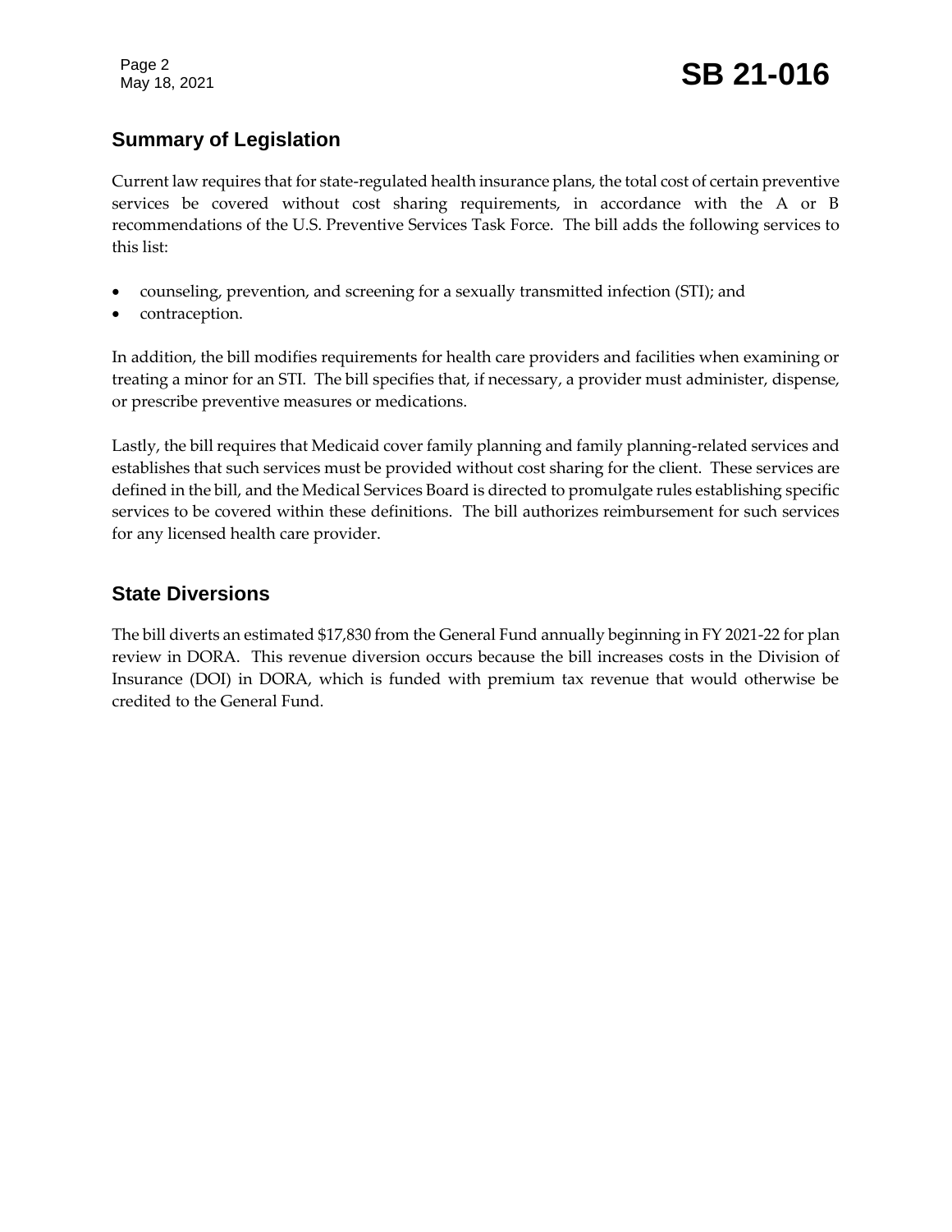## Summary of Legislation

Current law requires that for state-regulated health insurance plans, the total cost of certain preventive services be covered without cost sharing requirements, in accordance with the A or B recommendations of the U.S. Preventive Services Task Force. The bill adds the following services to this list:

- counseling, prevention, and screening for a sexually transmitted infection (STI); and
- contraception.

In addition, the bill modifies requirements for health care providers and facilities when examining or treating a minor for an STI. The bill specifies that, if necessary, a provider must administer, dispense, or prescribe preventive measures or medications.

Lastly, the bill requires that Medicaid cover family planning and family planning-related services and establishes that such services must be provided without cost sharing for the client. These services are defined in the bill, and the Medical Services Board is directed to promulgate rules establishing specific services to be covered within these definitions. The bill authorizes reimbursement for such services for any licensed health care provider.

## State Diversions

The bill diverts an estimated $17,830 from the General Fund annually beginning in FY 2021-22 for plan review in DORA. This revenue diversion occurs because the bill increases costs in the Division of Insurance (DOI) in DORA, which is funded with premium tax revenue that would otherwise be credited to the General Fund.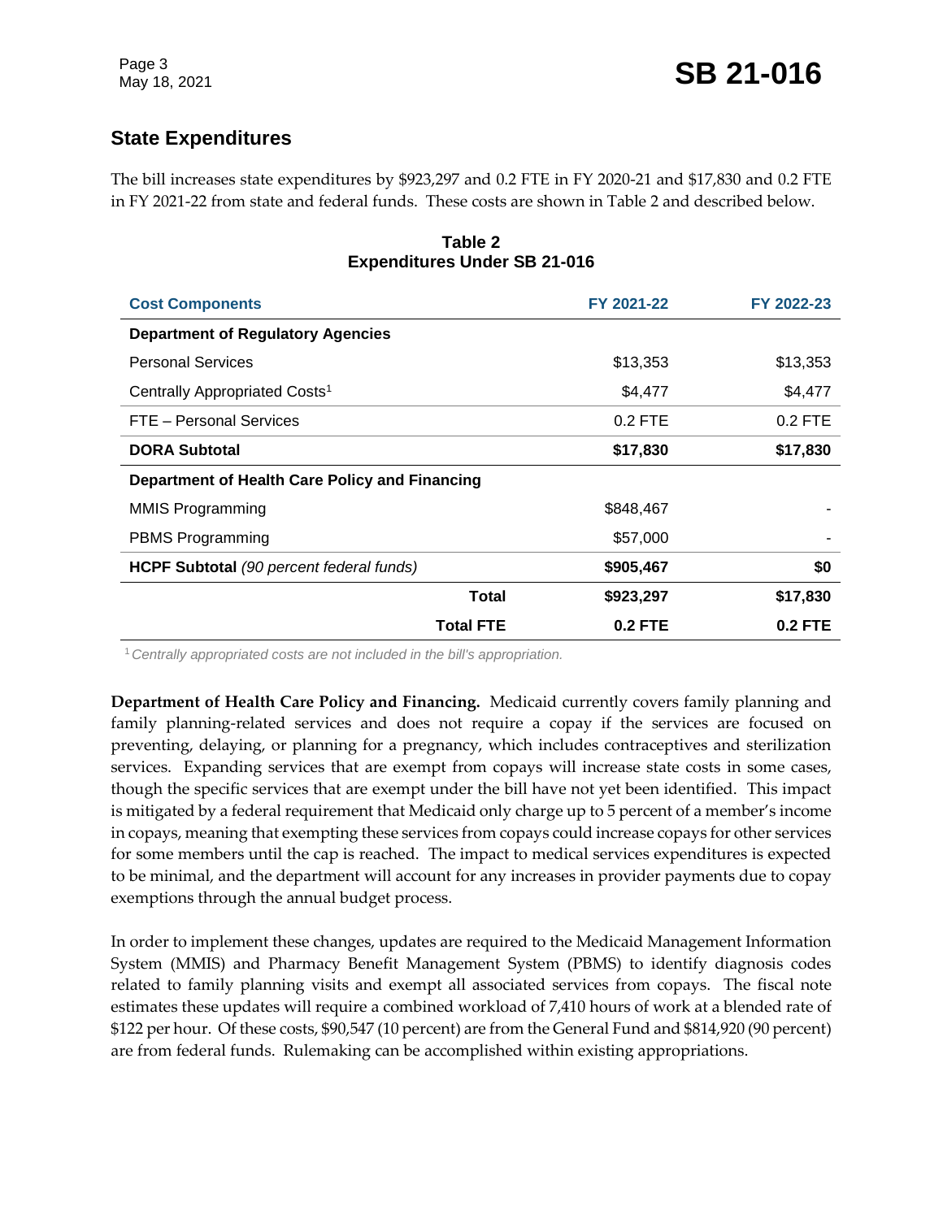## State Expenditures

The bill increases state expenditures by $923,297 and 0.2 FTE in FY 2020-21 and $17,830 and 0.2 FTE in FY 2021-22 from state and federal funds. These costs are shown in Table 2 and described below.

**Table 2**
**Expenditures Under SB 21-016**

| Cost Components | FY 2021-22 | FY 2022-23 |
|---|---|---|
| **Department of Regulatory Agencies** | | |
| Personal Services | $13,353 | $13,353 |
| Centrally Appropriated Costs[1] | $4,477 | $4,477 |
| FTE – Personal Services | 0.2 FTE | 0.2 FTE |
| **DORA Subtotal** | **$17,830** | **$17,830** |
| **Department of Health Care Policy and Financing** | | |
| MMIS Programming | $848,467 | - |
| PBMS Programming | $57,000 | - |
| **HCPF Subtotal** *(90 percent federal funds)* | **$905,467** | **$0** |
| **Total** | **$923,297** | **$17,830** |
| **Total FTE** | **0.2 FTE** | **0.2 FTE** |

[1] *Centrally appropriated costs are not included in the bill's appropriation.*

**Department of Health Care Policy and Financing.** Medicaid currently covers family planning and family planning-related services and does not require a copay if the services are focused on preventing, delaying, or planning for a pregnancy, which includes contraceptives and sterilization services. Expanding services that are exempt from copays will increase state costs in some cases, though the specific services that are exempt under the bill have not yet been identified. This impact is mitigated by a federal requirement that Medicaid only charge up to 5 percent of a member's income in copays, meaning that exempting these services from copays could increase copays for other services for some members until the cap is reached. The impact to medical services expenditures is expected to be minimal, and the department will account for any increases in provider payments due to copay exemptions through the annual budget process.

In order to implement these changes, updates are required to the Medicaid Management Information System (MMIS) and Pharmacy Benefit Management System (PBMS) to identify diagnosis codes related to family planning visits and exempt all associated services from copays. The fiscal note estimates these updates will require a combined workload of 7,410 hours of work at a blended rate of $122 per hour. Of these costs, $90,547 (10 percent) are from the General Fund and $814,920 (90 percent) are from federal funds. Rulemaking can be accomplished within existing appropriations.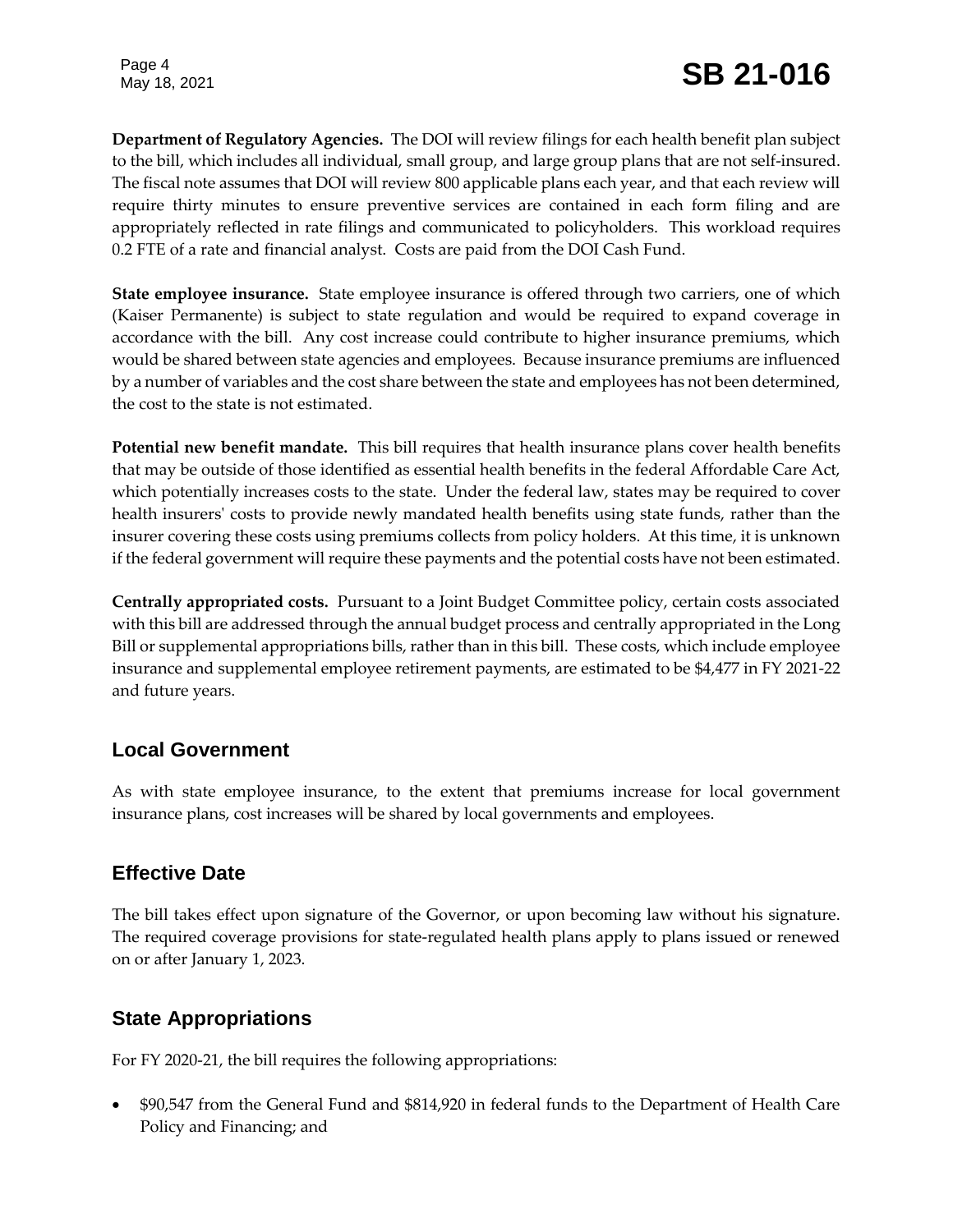**Department of Regulatory Agencies.** The DOI will review filings for each health benefit plan subject to the bill, which includes all individual, small group, and large group plans that are not self-insured. The fiscal note assumes that DOI will review 800 applicable plans each year, and that each review will require thirty minutes to ensure preventive services are contained in each form filing and are appropriately reflected in rate filings and communicated to policyholders. This workload requires 0.2 FTE of a rate and financial analyst. Costs are paid from the DOI Cash Fund.

**State employee insurance.** State employee insurance is offered through two carriers, one of which (Kaiser Permanente) is subject to state regulation and would be required to expand coverage in accordance with the bill. Any cost increase could contribute to higher insurance premiums, which would be shared between state agencies and employees. Because insurance premiums are influenced by a number of variables and the cost share between the state and employees has not been determined, the cost to the state is not estimated.

**Potential new benefit mandate.** This bill requires that health insurance plans cover health benefits that may be outside of those identified as essential health benefits in the federal Affordable Care Act, which potentially increases costs to the state. Under the federal law, states may be required to cover health insurers' costs to provide newly mandated health benefits using state funds, rather than the insurer covering these costs using premiums collects from policy holders. At this time, it is unknown if the federal government will require these payments and the potential costs have not been estimated.

**Centrally appropriated costs.** Pursuant to a Joint Budget Committee policy, certain costs associated with this bill are addressed through the annual budget process and centrally appropriated in the Long Bill or supplemental appropriations bills, rather than in this bill. These costs, which include employee insurance and supplemental employee retirement payments, are estimated to be $4,477 in FY 2021-22 and future years.

## Local Government

As with state employee insurance, to the extent that premiums increase for local government insurance plans, cost increases will be shared by local governments and employees.

## Effective Date

The bill takes effect upon signature of the Governor, or upon becoming law without his signature. The required coverage provisions for state-regulated health plans apply to plans issued or renewed on or after January 1, 2023.

## State Appropriations

For FY 2020-21, the bill requires the following appropriations:

- $90,547 from the General Fund and $814,920 in federal funds to the Department of Health Care Policy and Financing; and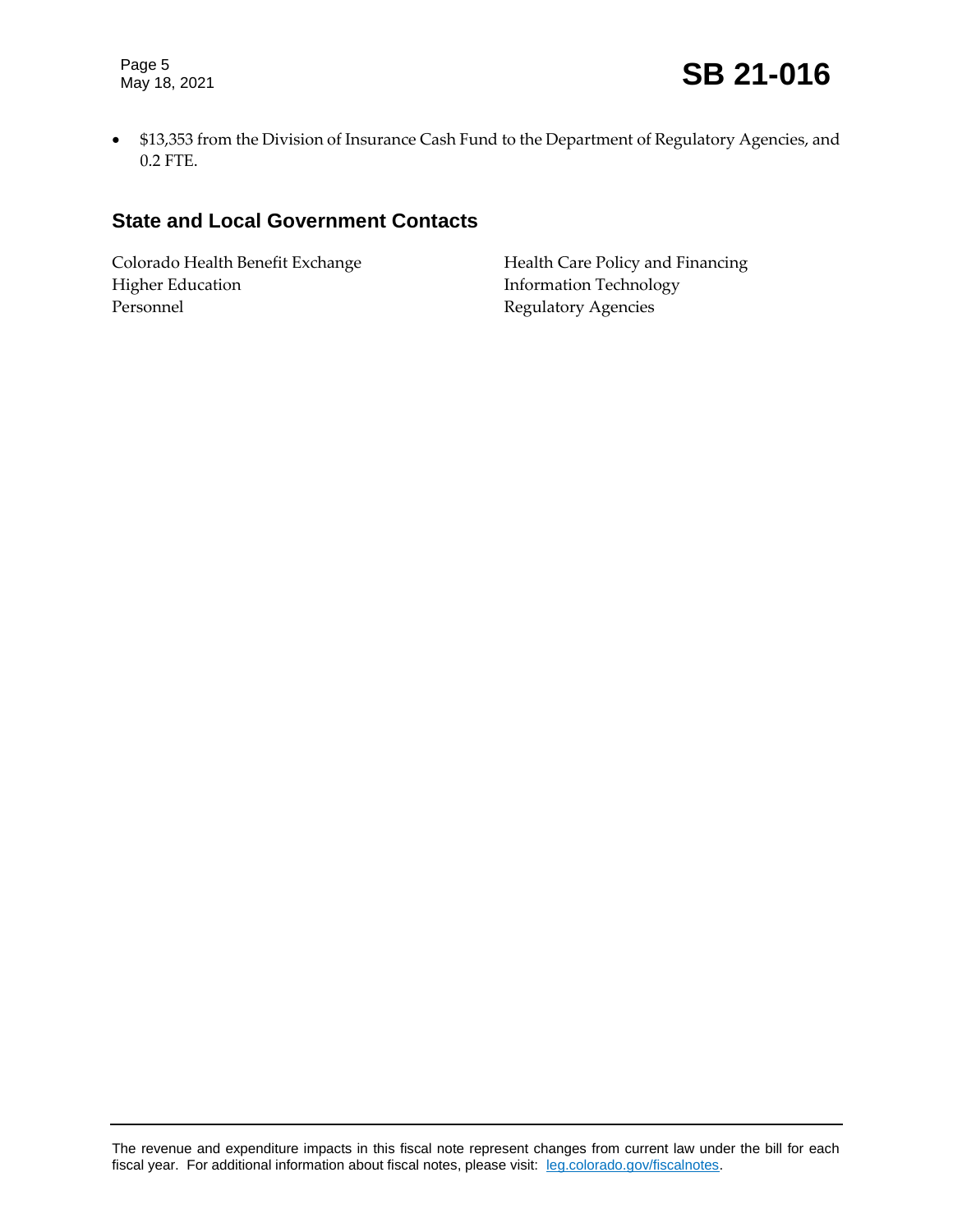- $13,353 from the Division of Insurance Cash Fund to the Department of Regulatory Agencies, and 0.2 FTE.

## State and Local Government Contacts

Colorado Health Benefit Exchange
Health Care Policy and Financing
Higher Education
Information Technology
Personnel
Regulatory Agencies

The revenue and expenditure impacts in this fiscal note represent changes from current law under the bill for each fiscal year. For additional information about fiscal notes, please visit: leg.colorado.gov/fiscalnotes.